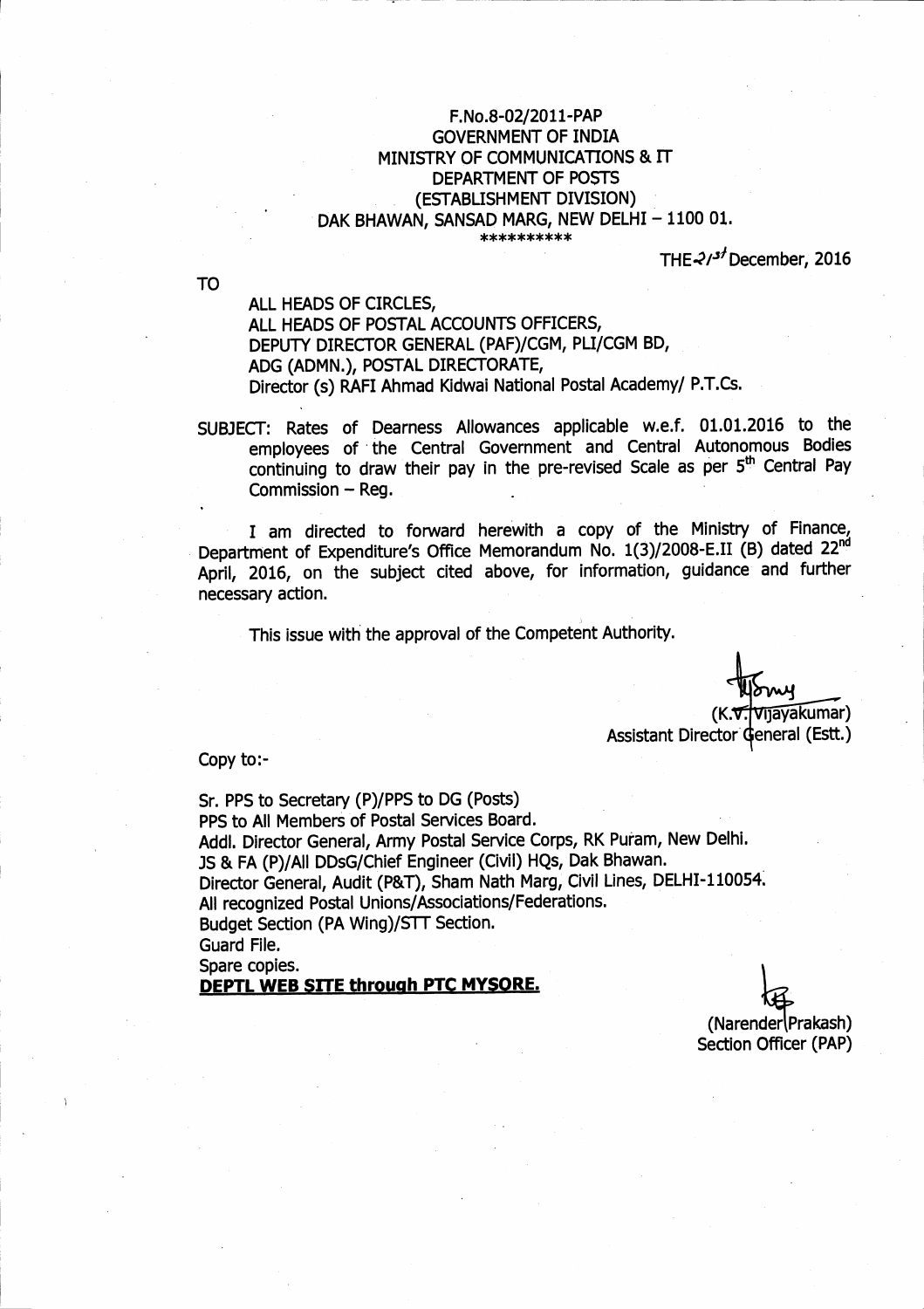F.No.8-02/2011-PAP
GOVERNMENT OF INDIA
MINISTRY OF COMMUNICATIONS & IT
DEPARTMENT OF POSTS
(ESTABLISHMENT DIVISION)
DAK BHAWAN, SANSAD MARG, NEW DELHI – 1100 01.
**********

THE 21st December, 2016

TO

ALL HEADS OF CIRCLES,
ALL HEADS OF POSTAL ACCOUNTS OFFICERS,
DEPUTY DIRECTOR GENERAL (PAF)/CGM, PLI/CGM BD,
ADG (ADMN.), POSTAL DIRECTORATE,
Director (s) RAFI Ahmad Kidwai National Postal Academy/ P.T.Cs.

SUBJECT: Rates of Dearness Allowances applicable w.e.f. 01.01.2016 to the employees of the Central Government and Central Autonomous Bodies continuing to draw their pay in the pre-revised Scale as per 5th Central Pay Commission – Reg.

I am directed to forward herewith a copy of the Ministry of Finance, Department of Expenditure's Office Memorandum No. 1(3)/2008-E.II (B) dated 22nd April, 2016, on the subject cited above, for information, guidance and further necessary action.

This issue with the approval of the Competent Authority.

(K.V. Vijayakumar)
Assistant Director General (Estt.)

Copy to:-

Sr. PPS to Secretary (P)/PPS to DG (Posts)
PPS to All Members of Postal Services Board.
Addl. Director General, Army Postal Service Corps, RK Puram, New Delhi.
JS & FA (P)/All DDsG/Chief Engineer (Civil) HQs, Dak Bhawan.
Director General, Audit (P&T), Sham Nath Marg, Civil Lines, DELHI-110054.
All recognized Postal Unions/Associations/Federations.
Budget Section (PA Wing)/STT Section.
Guard File.
Spare copies.
**DEPTL WEB SITE through PTC MYSORE.**

(Narender Prakash)
Section Officer (PAP)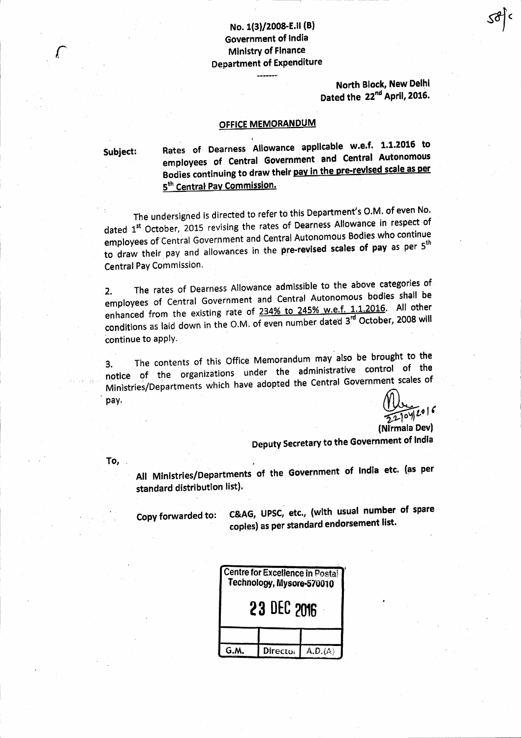No. 1(3)/2008-E.II (B)
Government of India
Ministry of Finance
Department of Expenditure

North Block, New Delhi
Dated the 22nd April, 2016.

## OFFICE MEMORANDUM

**Subject:** Rates of Dearness Allowance applicable w.e.f. 1.1.2016 to employees of Central Government and Central Autonomous Bodies continuing to draw their pay in the pre-revised scale as per 5th Central Pay Commission.

The undersigned is directed to refer to this Department's O.M. of even No. dated 1st October, 2015 revising the rates of Dearness Allowance in respect of employees of Central Government and Central Autonomous Bodies who continue to draw their pay and allowances in the pre-revised scales of pay as per 5th Central Pay Commission.

2. The rates of Dearness Allowance admissible to the above categories of employees of Central Government and Central Autonomous bodies shall be enhanced from the existing rate of 234% to 245% w.e.f. 1.1.2016. All other conditions as laid down in the O.M. of even number dated 3rd October, 2008 will continue to apply.

3. The contents of this Office Memorandum may also be brought to the notice of the organizations under the administrative control of the Ministries/Departments which have adopted the Central Government scales of pay.

22/04/2016
(Nirmala Dev)
Deputy Secretary to the Government of India

To,

All Ministries/Departments of the Government of India etc. (as per standard distribution list).

Copy forwarded to: C&AG, UPSC, etc., (with usual number of spare copies) as per standard endorsement list.

Centre for Excellence in Postal Technology, Mysore-570010

23 DEC 2016

| G.M. | Director | A.D.(A) |
|---|---|---|